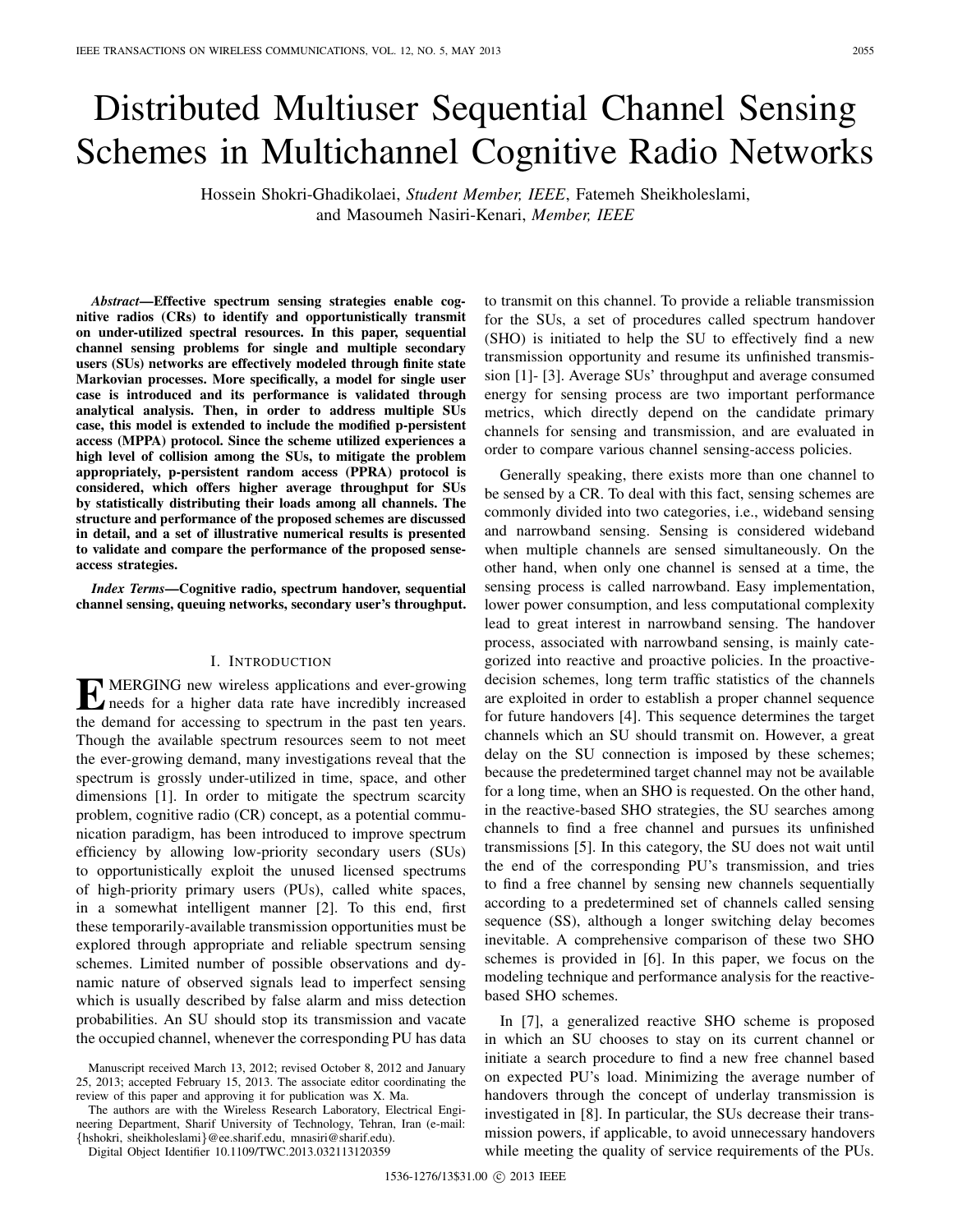# Distributed Multiuser Sequential Channel Sensing Schemes in Multichannel Cognitive Radio Networks

Hossein Shokri-Ghadikolaei, *Student Member, IEEE*, Fatemeh Sheikholeslami, and Masoumeh Nasiri-Kenari, *Member, IEEE*

***Abstract*—Effective spectrum sensing strategies enable cognitive radios (CRs) to identify and opportunistically transmit on under-utilized spectral resources. In this paper, sequential channel sensing problems for single and multiple secondary users (SUs) networks are effectively modeled through finite state Markovian processes. More specifically, a model for single user case is introduced and its performance is validated through analytical analysis. Then, in order to address multiple SUs case, this model is extended to include the modified p-persistent access (MPPA) protocol. Since the scheme utilized experiences a high level of collision among the SUs, to mitigate the problem appropriately, p-persistent random access (PPRA) protocol is considered, which offers higher average throughput for SUs by statistically distributing their loads among all channels. The structure and performance of the proposed schemes are discussed in detail, and a set of illustrative numerical results is presented to validate and compare the performance of the proposed sense-access strategies.**

***Index Terms*—Cognitive radio, spectrum handover, sequential channel sensing, queuing networks, secondary user's throughput.**

## I. Introduction

EMERGING new wireless applications and ever-growing needs for a higher data rate have incredibly increased the demand for accessing to spectrum in the past ten years. Though the available spectrum resources seem to not meet the ever-growing demand, many investigations reveal that the spectrum is grossly under-utilized in time, space, and other dimensions [1]. In order to mitigate the spectrum scarcity problem, cognitive radio (CR) concept, as a potential communication paradigm, has been introduced to improve spectrum efficiency by allowing low-priority secondary users (SUs) to opportunistically exploit the unused licensed spectrums of high-priority primary users (PUs), called white spaces, in a somewhat intelligent manner [2]. To this end, first these temporarily-available transmission opportunities must be explored through appropriate and reliable spectrum sensing schemes. Limited number of possible observations and dynamic nature of observed signals lead to imperfect sensing which is usually described by false alarm and miss detection probabilities. An SU should stop its transmission and vacate the occupied channel, whenever the corresponding PU has data to transmit on this channel. To provide a reliable transmission for the SUs, a set of procedures called spectrum handover (SHO) is initiated to help the SU to effectively find a new transmission opportunity and resume its unfinished transmission [1]- [3]. Average SUs' throughput and average consumed energy for sensing process are two important performance metrics, which directly depend on the candidate primary channels for sensing and transmission, and are evaluated in order to compare various channel sensing-access policies.

Generally speaking, there exists more than one channel to be sensed by a CR. To deal with this fact, sensing schemes are commonly divided into two categories, i.e., wideband sensing and narrowband sensing. Sensing is considered wideband when multiple channels are sensed simultaneously. On the other hand, when only one channel is sensed at a time, the sensing process is called narrowband. Easy implementation, lower power consumption, and less computational complexity lead to great interest in narrowband sensing. The handover process, associated with narrowband sensing, is mainly categorized into reactive and proactive policies. In the proactive-decision schemes, long term traffic statistics of the channels are exploited in order to establish a proper channel sequence for future handovers [4]. This sequence determines the target channels which an SU should transmit on. However, a great delay on the SU connection is imposed by these schemes; because the predetermined target channel may not be available for a long time, when an SHO is requested. On the other hand, in the reactive-based SHO strategies, the SU searches among channels to find a free channel and pursues its unfinished transmissions [5]. In this category, the SU does not wait until the end of the corresponding PU's transmission, and tries to find a free channel by sensing new channels sequentially according to a predetermined set of channels called sensing sequence (SS), although a longer switching delay becomes inevitable. A comprehensive comparison of these two SHO schemes is provided in [6]. In this paper, we focus on the modeling technique and performance analysis for the reactive-based SHO schemes.

In [7], a generalized reactive SHO scheme is proposed in which an SU chooses to stay on its current channel or initiate a search procedure to find a new free channel based on expected PU's load. Minimizing the average number of handovers through the concept of underlay transmission is investigated in [8]. In particular, the SUs decrease their transmission powers, if applicable, to avoid unnecessary handovers while meeting the quality of service requirements of the PUs.

Manuscript received March 13, 2012; revised October 8, 2012 and January 25, 2013; accepted February 15, 2013. The associate editor coordinating the review of this paper and approving it for publication was X. Ma.

The authors are with the Wireless Research Laboratory, Electrical Engineering Department, Sharif University of Technology, Tehran, Iran (e-mail: {hshokri, sheikholeslami}@ee.sharif.edu, mnasiri@sharif.edu).

Digital Object Identifier 10.1109/TWC.2013.032113120359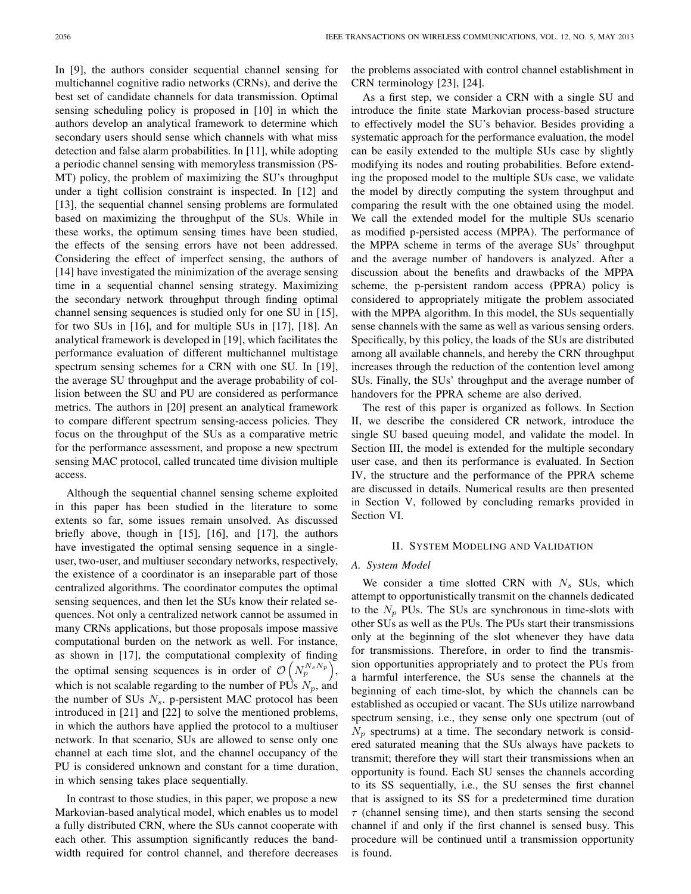In [9], the authors consider sequential channel sensing for multichannel cognitive radio networks (CRNs), and derive the best set of candidate channels for data transmission. Optimal sensing scheduling policy is proposed in [10] in which the authors develop an analytical framework to determine which secondary users should sense which channels with what miss detection and false alarm probabilities. In [11], while adopting a periodic channel sensing with memoryless transmission (PS-MT) policy, the problem of maximizing the SU's throughput under a tight collision constraint is inspected. In [12] and [13], the sequential channel sensing problems are formulated based on maximizing the throughput of the SUs. While in these works, the optimum sensing times have been studied, the effects of the sensing errors have not been addressed. Considering the effect of imperfect sensing, the authors of [14] have investigated the minimization of the average sensing time in a sequential channel sensing strategy. Maximizing the secondary network throughput through finding optimal channel sensing sequences is studied only for one SU in [15], for two SUs in [16], and for multiple SUs in [17], [18]. An analytical framework is developed in [19], which facilitates the performance evaluation of different multichannel multistage spectrum sensing schemes for a CRN with one SU. In [19], the average SU throughput and the average probability of collision between the SU and PU are considered as performance metrics. The authors in [20] present an analytical framework to compare different spectrum sensing-access policies. They focus on the throughput of the SUs as a comparative metric for the performance assessment, and propose a new spectrum sensing MAC protocol, called truncated time division multiple access.

Although the sequential channel sensing scheme exploited in this paper has been studied in the literature to some extents so far, some issues remain unsolved. As discussed briefly above, though in [15], [16], and [17], the authors have investigated the optimal sensing sequence in a single-user, two-user, and multiuser secondary networks, respectively, the existence of a coordinator is an inseparable part of those centralized algorithms. The coordinator computes the optimal sensing sequences, and then let the SUs know their related sequences. Not only a centralized network cannot be assumed in many CRNs applications, but those proposals impose massive computational burden on the network as well. For instance, as shown in [17], the computational complexity of finding the optimal sensing sequences is in order of $\mathcal{O}\left(N_p^{N_s N_p}\right)$, which is not scalable regarding to the number of PUs $N_p$, and the number of SUs $N_s$. p-persistent MAC protocol has been introduced in [21] and [22] to solve the mentioned problems, in which the authors have applied the protocol to a multiuser network. In that scenario, SUs are allowed to sense only one channel at each time slot, and the channel occupancy of the PU is considered unknown and constant for a time duration, in which sensing takes place sequentially.

In contrast to those studies, in this paper, we propose a new Markovian-based analytical model, which enables us to model a fully distributed CRN, where the SUs cannot cooperate with each other. This assumption significantly reduces the bandwidth required for control channel, and therefore decreases the problems associated with control channel establishment in CRN terminology [23], [24].

As a first step, we consider a CRN with a single SU and introduce the finite state Markovian process-based structure to effectively model the SU's behavior. Besides providing a systematic approach for the performance evaluation, the model can be easily extended to the multiple SUs case by slightly modifying its nodes and routing probabilities. Before extending the proposed model to the multiple SUs case, we validate the model by directly computing the system throughput and comparing the result with the one obtained using the model. We call the extended model for the multiple SUs scenario as modified p-persisted access (MPPA). The performance of the MPPA scheme in terms of the average SUs' throughput and the average number of handovers is analyzed. After a discussion about the benefits and drawbacks of the MPPA scheme, the p-persistent random access (PPRA) policy is considered to appropriately mitigate the problem associated with the MPPA algorithm. In this model, the SUs sequentially sense channels with the same as well as various sensing orders. Specifically, by this policy, the loads of the SUs are distributed among all available channels, and hereby the CRN throughput increases through the reduction of the contention level among SUs. Finally, the SUs' throughput and the average number of handovers for the PPRA scheme are also derived.

The rest of this paper is organized as follows. In Section II, we describe the considered CR network, introduce the single SU based queuing model, and validate the model. In Section III, the model is extended for the multiple secondary user case, and then its performance is evaluated. In Section IV, the structure and the performance of the PPRA scheme are discussed in details. Numerical results are then presented in Section V, followed by concluding remarks provided in Section VI.

## II. System Modeling and Validation

### A. System Model

We consider a time slotted CRN with $N_s$ SUs, which attempt to opportunistically transmit on the channels dedicated to the $N_p$ PUs. The SUs are synchronous in time-slots with other SUs as well as the PUs. The PUs start their transmissions only at the beginning of the slot whenever they have data for transmissions. Therefore, in order to find the transmission opportunities appropriately and to protect the PUs from a harmful interference, the SUs sense the channels at the beginning of each time-slot, by which the channels can be established as occupied or vacant. The SUs utilize narrowband spectrum sensing, i.e., they sense only one spectrum (out of $N_p$ spectrums) at a time. The secondary network is considered saturated meaning that the SUs always have packets to transmit; therefore they will start their transmissions when an opportunity is found. Each SU senses the channels according to its SS sequentially, i.e., the SU senses the first channel that is assigned to its SS for a predetermined time duration $\tau$ (channel sensing time), and then starts sensing the second channel if and only if the first channel is sensed busy. This procedure will be continued until a transmission opportunity is found.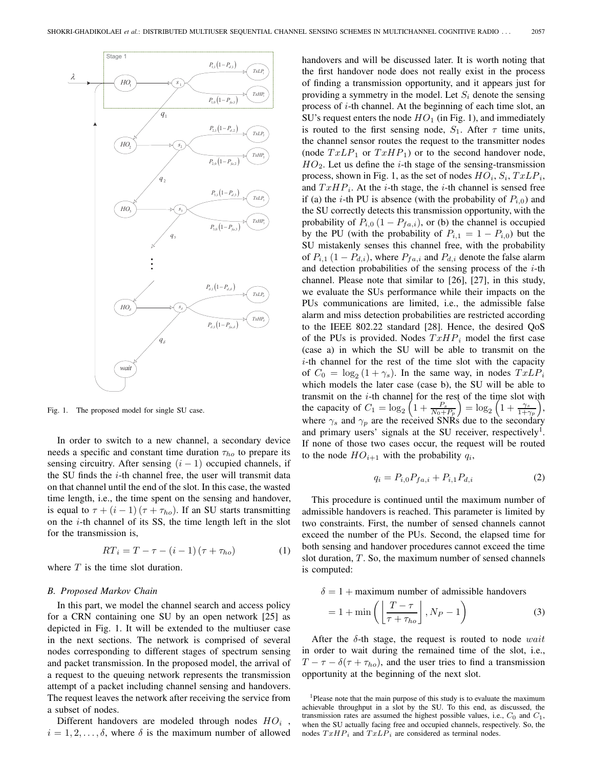Fig. 1. The proposed model for single SU case.

In order to switch to a new channel, a secondary device needs a specific and constant time duration $\tau_{ho}$ to prepare its sensing circuitry. After sensing $(i-1)$ occupied channels, if the SU finds the $i$-th channel free, the user will transmit data on that channel until the end of the slot. In this case, the wasted time length, i.e., the time spent on the sensing and handover, is equal to $\tau + (i-1)(\tau + \tau_{ho})$. If an SU starts transmitting on the $i$-th channel of its SS, the time length left in the slot for the transmission is,

$$RT_i = T - \tau - (i-1)(\tau + \tau_{ho}) \tag{1}$$

where $T$ is the time slot duration.

### B. Proposed Markov Chain

In this part, we model the channel search and access policy for a CRN containing one SU by an open network [25] as depicted in Fig. 1. It will be extended to the multiuser case in the next sections. The network is comprised of several nodes corresponding to different stages of spectrum sensing and packet transmission. In the proposed model, the arrival of a request to the queuing network represents the transmission attempt of a packet including channel sensing and handovers. The request leaves the network after receiving the service from a subset of nodes.

Different handovers are modeled through nodes $HO_i$, $i = 1, 2, \ldots, \delta$, where $\delta$ is the maximum number of allowed handovers and will be discussed later. It is worth noting that the first handover node does not really exist in the process of finding a transmission opportunity, and it appears just for providing a symmetry in the model. Let $S_i$ denote the sensing process of $i$-th channel. At the beginning of each time slot, an SU's request enters the node $HO_1$ (in Fig. 1), and immediately is routed to the first sensing node, $S_1$. After $\tau$ time units, the channel sensor routes the request to the transmitter nodes (node $TxLP_1$ or $TxHP_1$) or to the second handover node, $HO_2$. Let us define the $i$-th stage of the sensing-transmission process, shown in Fig. 1, as the set of nodes $HO_i$, $S_i$, $TxLP_i$, and $TxHP_i$. At the $i$-th stage, the $i$-th channel is sensed free if (a) the $i$-th PU is absence (with the probability of $P_{i,0}$) and the SU correctly detects this transmission opportunity, with the probability of $P_{i,0}(1 - P_{fa,i})$, or (b) the channel is occupied by the PU (with the probability of $P_{i,1} = 1 - P_{i,0}$) but the SU mistakenly senses this channel free, with the probability of $P_{i,1}(1 - P_{d,i})$, where $P_{fa,i}$ and $P_{d,i}$ denote the false alarm and detection probabilities of the sensing process of the $i$-th channel. Please note that similar to [26], [27], in this study, we evaluate the SUs performance while their impacts on the PUs communications are limited, i.e., the admissible false alarm and miss detection probabilities are restricted according to the IEEE 802.22 standard [28]. Hence, the desired QoS of the PUs is provided. Nodes $TxHP_i$ model the first case (case a) in which the SU will be able to transmit on the $i$-th channel for the rest of the time slot with the capacity of $C_0 = \log_2(1 + \gamma_s)$. In the same way, in nodes $TxLP_i$ which models the later case (case b), the SU will be able to transmit on the $i$-th channel for the rest of the time slot with the capacity of $C_1 = \log_2\left(1 + \frac{P_s}{N_0 + P_p}\right) = \log_2\left(1 + \frac{\gamma_s}{1+\gamma_p}\right)$, where $\gamma_s$ and $\gamma_p$ are the received SNRs due to the secondary and primary users' signals at the SU receiver, respectively[1]. If none of those two cases occur, the request will be routed to the node $HO_{i+1}$ with the probability $q_i$,

$$q_i = P_{i,0} P_{fa,i} + P_{i,1} P_{d,i} \tag{2}$$

This procedure is continued until the maximum number of admissible handovers is reached. This parameter is limited by two constraints. First, the number of sensed channels cannot exceed the number of the PUs. Second, the elapsed time for both sensing and handover procedures cannot exceed the time slot duration, $T$. So, the maximum number of sensed channels is computed:

$$\begin{aligned} \delta &= 1 + \text{maximum number of admissible handovers} \\ &= 1 + \min\left(\left\lfloor \frac{T - \tau}{\tau + \tau_{ho}} \right\rfloor, N_P - 1\right) \end{aligned} \tag{3}$$

After the $\delta$-th stage, the request is routed to node $wait$ in order to wait during the remained time of the slot, i.e., $T - \tau - \delta(\tau + \tau_{ho})$, and the user tries to find a transmission opportunity at the beginning of the next slot.

[1]Please note that the main purpose of this study is to evaluate the maximum achievable throughput in a slot by the SU. To this end, as discussed, the transmission rates are assumed the highest possible values, i.e., $C_0$ and $C_1$, when the SU actually facing free and occupied channels, respectively. So, the nodes $TxHP_i$ and $TxLP_i$ are considered as terminal nodes.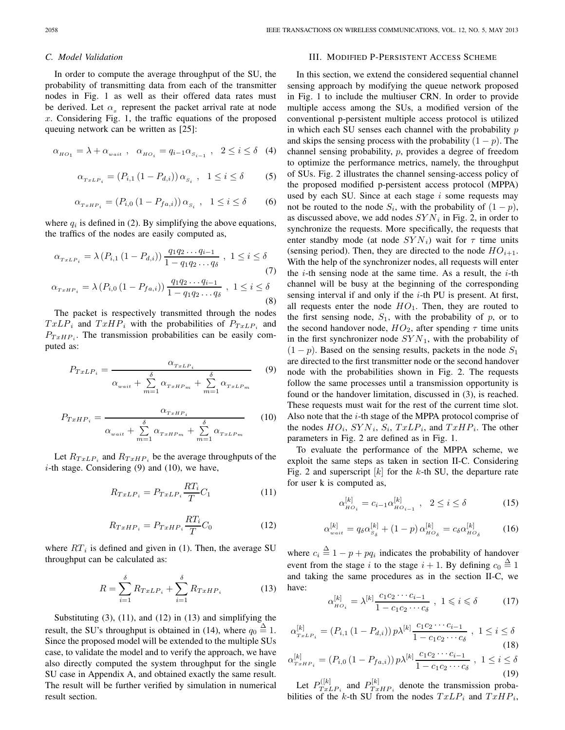### C. Model Validation

In order to compute the average throughput of the SU, the probability of transmitting data from each of the transmitter nodes in Fig. 1 as well as their offered data rates must be derived. Let $\alpha_x$ represent the packet arrival rate at node $x$. Considering Fig. 1, the traffic equations of the proposed queuing network can be written as [25]:

$$\alpha_{HO_1} = \lambda + \alpha_{wait} \ , \quad \alpha_{HO_i} = q_{i-1}\alpha_{S_{i-1}} \ , \quad 2 \leq i \leq \delta \quad (4)$$

$$\alpha_{TxLP_i} = \left(P_{i,1}\left(1 - P_{d,i}\right)\right)\alpha_{S_i} \ , \quad 1 \leq i \leq \delta \qquad (5)$$

$$\alpha_{TxHP_i} = \left(P_{i,0}\left(1 - P_{fa,i}\right)\right)\alpha_{S_i} \ , \quad 1 \leq i \leq \delta \qquad (6)$$

where $q_i$ is defined in (2). By simplifying the above equations, the traffics of the nodes are easily computed as,

$$\alpha_{TxLP_i} = \lambda\left(P_{i,1}\left(1 - P_{d,i}\right)\right)\frac{q_1 q_2 \ldots q_{i-1}}{1 - q_1 q_2 \ldots q_\delta} \ , \ 1 \leq i \leq \delta \qquad (7)$$

$$\alpha_{TxHP_i} = \lambda\left(P_{i,0}\left(1 - P_{fa,i}\right)\right)\frac{q_1 q_2 \ldots q_{i-1}}{1 - q_1 q_2 \ldots q_\delta} \ , \ 1 \leq i \leq \delta \qquad (8)$$

The packet is respectively transmitted through the nodes $TxLP_i$ and $TxHP_i$ with the probabilities of $P_{TxLP_i}$ and $P_{TxHP_i}$. The transmission probabilities can be easily computed as:

$$P_{TxLP_i} = \frac{\alpha_{TxLP_i}}{\alpha_{wait} + \sum\limits_{m=1}^{\delta}\alpha_{TxHP_m} + \sum\limits_{m=1}^{\delta}\alpha_{TxLP_m}} \qquad (9)$$

$$P_{TxHP_i} = \frac{\alpha_{TxHP_i}}{\alpha_{wait} + \sum\limits_{m=1}^{\delta}\alpha_{TxHP_m} + \sum\limits_{m=1}^{\delta}\alpha_{TxLP_m}} \qquad (10)$$

Let $R_{TxLP_i}$ and $R_{TxHP_i}$ be the average throughputs of the $i$-th stage. Considering (9) and (10), we have,

$$R_{TxLP_i} = P_{TxLP_i}\frac{RT_i}{T}C_1 \qquad (11)$$

$$R_{TxHP_i} = P_{TxHP_i}\frac{RT_i}{T}C_0 \qquad (12)$$

where $RT_i$ is defined and given in (1). Then, the average SU throughput can be calculated as:

$$R = \sum_{i=1}^{\delta} R_{TxLP_i} + \sum_{i=1}^{\delta} R_{TxHP_i} \qquad (13)$$

Substituting (3), (11), and (12) in (13) and simplifying the result, the SU's throughput is obtained in (14), where $q_0 \stackrel{\Delta}{=} 1$. Since the proposed model will be extended to the multiple SUs case, to validate the model and to verify the approach, we have also directly computed the system throughput for the single SU case in Appendix A, and obtained exactly the same result. The result will be further verified by simulation in numerical result section.

## III. Modified P-Persistent Access Scheme

In this section, we extend the considered sequential channel sensing approach by modifying the queue network proposed in Fig. 1 to include the multiuser CRN. In order to provide multiple access among the SUs, a modified version of the conventional p-persistent multiple access protocol is utilized in which each SU senses each channel with the probability $p$ and skips the sensing process with the probability $(1-p)$. The channel sensing probability, $p$, provides a degree of freedom to optimize the performance metrics, namely, the throughput of SUs. Fig. 2 illustrates the channel sensing-access policy of the proposed modified p-persistent access protocol (MPPA) used by each SU. Since at each stage $i$ some requests may not be routed to the node $S_i$, with the probability of $(1-p)$, as discussed above, we add nodes $SYN_i$ in Fig. 2, in order to synchronize the requests. More specifically, the requests that enter standby mode (at node $SYN_i$) wait for $\tau$ time units (sensing period). Then, they are directed to the node $HO_{i+1}$. With the help of the synchronizer nodes, all requests will enter the $i$-th sensing node at the same time. As a result, the $i$-th channel will be busy at the beginning of the corresponding sensing interval if and only if the $i$-th PU is present. At first, all requests enter the node $HO_1$. Then, they are routed to the first sensing node, $S_1$, with the probability of $p$, or to the second handover node, $HO_2$, after spending $\tau$ time units in the first synchronizer node $SYN_1$, with the probability of $(1-p)$. Based on the sensing results, packets in the node $S_1$ are directed to the first transmitter node or the second handover node with the probabilities shown in Fig. 2. The requests follow the same processes until a transmission opportunity is found or the handover limitation, discussed in (3), is reached. These requests must wait for the rest of the current time slot. Also note that the $i$-th stage of the MPPA protocol comprise of the nodes $HO_i$, $SYN_i$, $S_i$, $TxLP_i$, and $TxHP_i$. The other parameters in Fig. 2 are defined as in Fig. 1.

To evaluate the performance of the MPPA scheme, we exploit the same steps as taken in section II-C. Considering Fig. 2 and superscript $[k]$ for the $k$-th SU, the departure rate for user k is computed as,

$$\alpha^{[k]}_{HO_i} = c_{i-1}\alpha^{[k]}_{HO_{i-1}} \ , \quad 2 \leq i \leq \delta \qquad (15)$$

$$\alpha^{[k]}_{wait} = q_\delta \alpha^{[k]}_{S_\delta} + (1-p)\,\alpha^{[k]}_{HO_\delta} = c_\delta \alpha^{[k]}_{HO_\delta} \qquad (16)$$

where $c_i \stackrel{\Delta}{=} 1 - p + pq_i$ indicates the probability of handover event from the stage $i$ to the stage $i+1$. By defining $c_0 \stackrel{\Delta}{=} 1$ and taking the same procedures as in the section II-C, we have:

$$\alpha^{[k]}_{HO_i} = \lambda^{[k]}\frac{c_1 c_2 \cdots c_{i-1}}{1 - c_1 c_2 \cdots c_\delta} \ , \ 1 \leqslant i \leqslant \delta \qquad (17)$$

$$\alpha^{[k]}_{TxLP_i} = \left(P_{i,1}\left(1 - P_{d,i}\right)\right)p\lambda^{[k]}\frac{c_1 c_2 \cdots c_{i-1}}{1 - c_1 c_2 \cdots c_\delta} \ , \ 1 \leq i \leq \delta \qquad (18)$$

$$\alpha^{[k]}_{TxHP_i} = \left(P_{i,0}\left(1 - P_{fa,i}\right)\right)p\lambda^{[k]}\frac{c_1 c_2 \cdots c_{i-1}}{1 - c_1 c_2 \cdots c_\delta} \ , \ 1 \leq i \leq \delta \qquad (19)$$

Let $P^{([k]}_{TxLP_i}$ and $P^{[k]}_{TxHP_i}$ denote the transmission probabilities of the $k$-th SU from the nodes $TxLP_i$ and $TxHP_i$,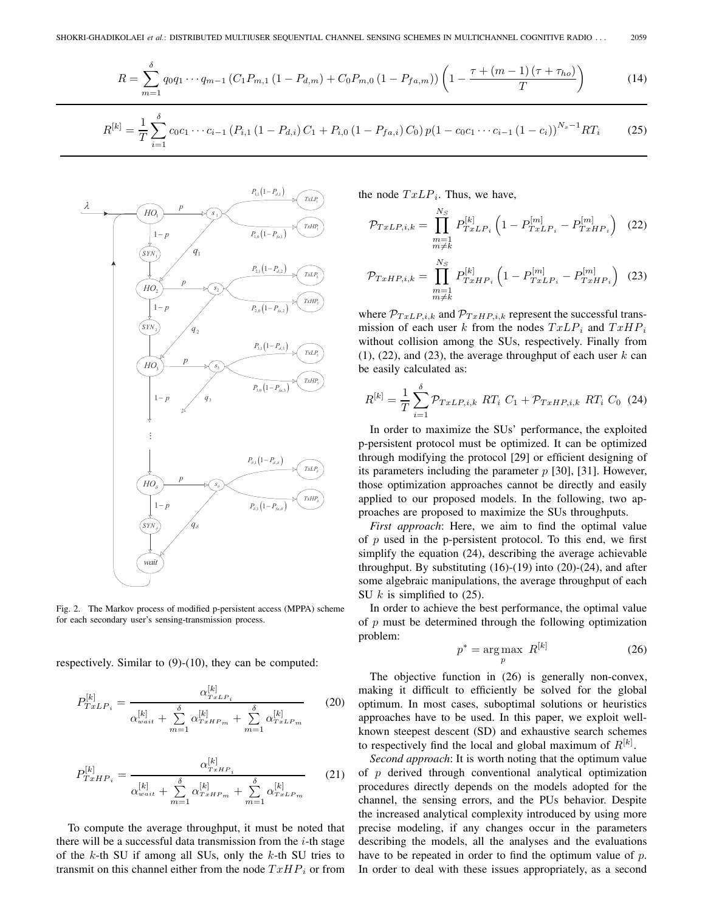$$R = \sum_{m=1}^{\delta} q_0 q_1 \cdots q_{m-1} \left( C_1 P_{m,1} \left(1 - P_{d,m}\right) + C_0 P_{m,0} \left(1 - P_{fa,m}\right)\right) \left(1 - \frac{\tau + (m-1)(\tau + \tau_{ho})}{T}\right) \tag{14}$$

$$R^{[k]} = \frac{1}{T} \sum_{i=1}^{\delta} c_0 c_1 \cdots c_{i-1} \left(P_{i,1}\left(1 - P_{d,i}\right) C_1 + P_{i,0}\left(1 - P_{fa,i}\right) C_0\right) p \left(1 - c_0 c_1 \cdots c_{i-1}\left(1 - c_i\right)\right)^{N_s - 1} R T_i \tag{25}$$

Fig. 2. The Markov process of modified p-persistent access (MPPA) scheme for each secondary user's sensing-transmission process.

respectively. Similar to (9)-(10), they can be computed:

$$P_{TxLP_i}^{[k]} = \frac{\alpha_{TxLP_i}^{[k]}}{\alpha_{wait}^{[k]} + \sum\limits_{m=1}^{\delta} \alpha_{TxHP_m}^{[k]} + \sum\limits_{m=1}^{\delta} \alpha_{TxLP_m}^{[k]}} \tag{20}$$

$$P_{TxHP_i}^{[k]} = \frac{\alpha_{TxHP_i}^{[k]}}{\alpha_{wait}^{[k]} + \sum\limits_{m=1}^{\delta} \alpha_{TxHP_m}^{[k]} + \sum\limits_{m=1}^{\delta} \alpha_{TxLP_m}^{[k]}} \tag{21}$$

To compute the average throughput, it must be noted that there will be a successful data transmission from the $i$-th stage of the $k$-th SU if among all SUs, only the $k$-th SU tries to transmit on this channel either from the node $TxHP_i$ or from the node $TxLP_i$. Thus, we have,

$$\mathcal{P}_{TxLP,i,k} = \prod_{\substack{m=1 \\ m \neq k}}^{N_S} P_{TxLP_i}^{[k]} \left(1 - P_{TxLP_i}^{[m]} - P_{TxHP_i}^{[m]}\right) \tag{22}$$

$$\mathcal{P}_{TxHP,i,k} = \prod_{\substack{m=1 \\ m \neq k}}^{N_S} P_{TxHP_i}^{[k]} \left(1 - P_{TxLP_i}^{[m]} - P_{TxHP_i}^{[m]}\right) \tag{23}$$

where $\mathcal{P}_{TxLP,i,k}$ and $\mathcal{P}_{TxHP,i,k}$ represent the successful transmission of each user $k$ from the nodes $TxLP_i$ and $TxHP_i$ without collision among the SUs, respectively. Finally from (1), (22), and (23), the average throughput of each user $k$ can be easily calculated as:

$$R^{[k]} = \frac{1}{T} \sum_{i=1}^{\delta} \mathcal{P}_{TxLP,i,k} \; RT_i \; C_1 + \mathcal{P}_{TxHP,i,k} \; RT_i \; C_0 \tag{24}$$

In order to maximize the SUs' performance, the exploited p-persistent protocol must be optimized. It can be optimized through modifying the protocol [29] or efficient designing of its parameters including the parameter $p$ [30], [31]. However, those optimization approaches cannot be directly and easily applied to our proposed models. In the following, two approaches are proposed to maximize the SUs throughputs.

*First approach*: Here, we aim to find the optimal value of $p$ used in the p-persistent protocol. To this end, we first simplify the equation (24), describing the average achievable throughput. By substituting (16)-(19) into (20)-(24), and after some algebraic manipulations, the average throughput of each SU $k$ is simplified to (25).

In order to achieve the best performance, the optimal value of $p$ must be determined through the following optimization problem:

$$p^* = \arg\max_{p} \; R^{[k]} \tag{26}$$

The objective function in (26) is generally non-convex, making it difficult to efficiently be solved for the global optimum. In most cases, suboptimal solutions or heuristics approaches have to be used. In this paper, we exploit well-known steepest descent (SD) and exhaustive search schemes to respectively find the local and global maximum of $R^{[k]}$.

*Second approach*: It is worth noting that the optimum value of $p$ derived through conventional analytical optimization procedures directly depends on the models adopted for the channel, the sensing errors, and the PUs behavior. Despite the increased analytical complexity introduced by using more precise modeling, if any changes occur in the parameters describing the models, all the analyses and the evaluations have to be repeated in order to find the optimum value of $p$. In order to deal with these issues appropriately, as a second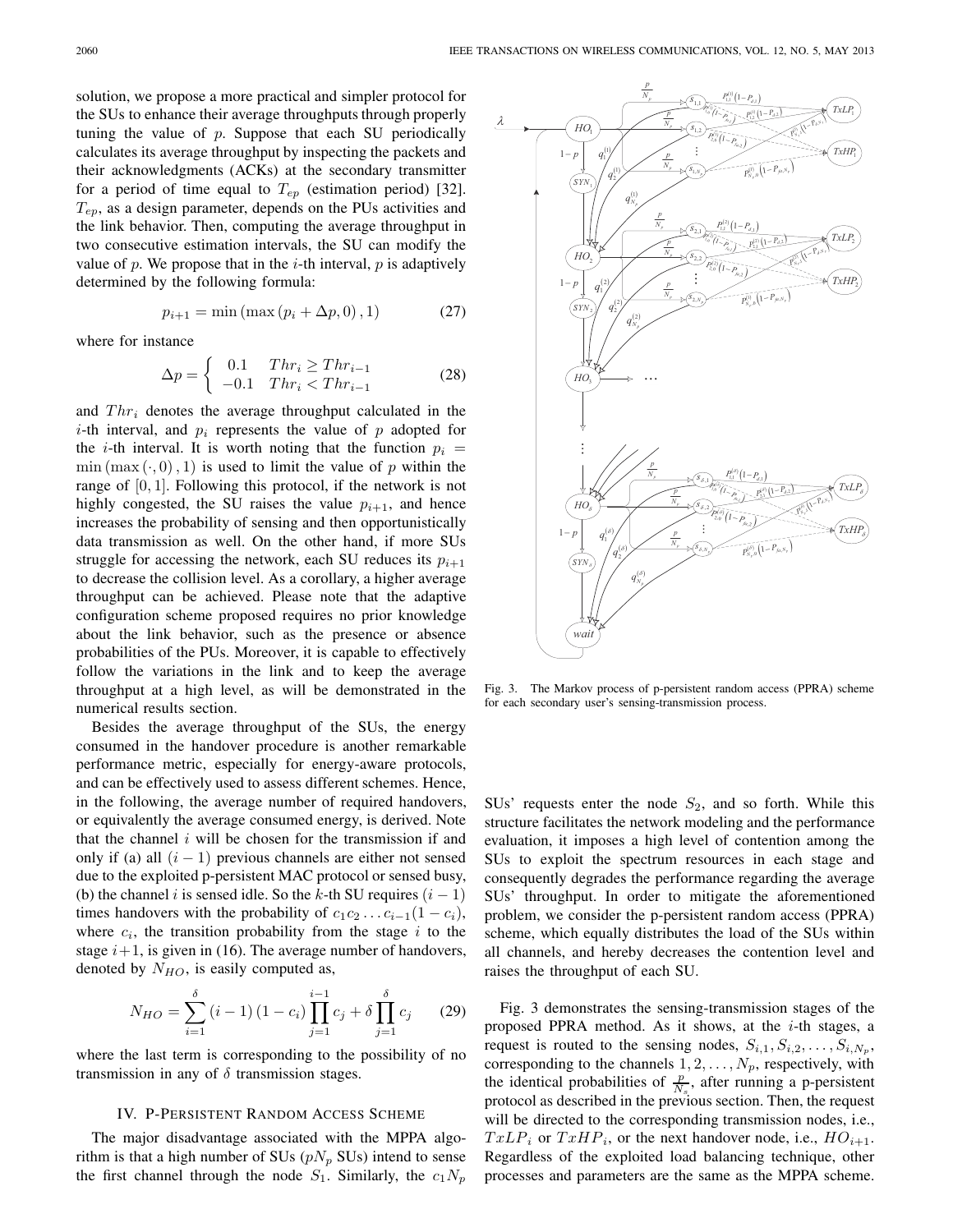solution, we propose a more practical and simpler protocol for the SUs to enhance their average throughputs through properly tuning the value of $p$. Suppose that each SU periodically calculates its average throughput by inspecting the packets and their acknowledgments (ACKs) at the secondary transmitter for a period of time equal to $T_{ep}$ (estimation period) [32]. $T_{ep}$, as a design parameter, depends on the PUs activities and the link behavior. Then, computing the average throughput in two consecutive estimation intervals, the SU can modify the value of $p$. We propose that in the $i$-th interval, $p$ is adaptively determined by the following formula:

$$p_{i+1} = \min\left(\max\left(p_i + \Delta p, 0\right), 1\right) \tag{27}$$

where for instance

$$\Delta p = \begin{cases} 0.1 & Thr_i \geq Thr_{i-1} \\ -0.1 & Thr_i < Thr_{i-1} \end{cases} \tag{28}$$

and $Thr_i$ denotes the average throughput calculated in the $i$-th interval, and $p_i$ represents the value of $p$ adopted for the $i$-th interval. It is worth noting that the function $p_i = \min\left(\max\left(\cdot, 0\right), 1\right)$ is used to limit the value of $p$ within the range of $[0, 1]$. Following this protocol, if the network is not highly congested, the SU raises the value $p_{i+1}$, and hence increases the probability of sensing and then opportunistically data transmission as well. On the other hand, if more SUs struggle for accessing the network, each SU reduces its $p_{i+1}$ to decrease the collision level. As a corollary, a higher average throughput can be achieved. Please note that the adaptive configuration scheme proposed requires no prior knowledge about the link behavior, such as the presence or absence probabilities of the PUs. Moreover, it is capable to effectively follow the variations in the link and to keep the average throughput at a high level, as will be demonstrated in the numerical results section.

Besides the average throughput of the SUs, the energy consumed in the handover procedure is another remarkable performance metric, especially for energy-aware protocols, and can be effectively used to assess different schemes. Hence, in the following, the average number of required handovers, or equivalently the average consumed energy, is derived. Note that the channel $i$ will be chosen for the transmission if and only if (a) all $(i-1)$ previous channels are either not sensed due to the exploited p-persistent MAC protocol or sensed busy, (b) the channel $i$ is sensed idle. So the $k$-th SU requires $(i-1)$ times handovers with the probability of $c_1 c_2 \ldots c_{i-1}(1-c_i)$, where $c_i$, the transition probability from the stage $i$ to the stage $i+1$, is given in (16). The average number of handovers, denoted by $N_{HO}$, is easily computed as,

$$N_{HO} = \sum_{i=1}^{\delta} (i-1)(1-c_i) \prod_{j=1}^{i-1} c_j + \delta \prod_{j=1}^{\delta} c_j \tag{29}$$

where the last term is corresponding to the possibility of no transmission in any of $\delta$ transmission stages.

## IV. P-Persistent Random Access Scheme

The major disadvantage associated with the MPPA algorithm is that a high number of SUs ($pN_p$ SUs) intend to sense the first channel through the node $S_1$. Similarly, the $c_1 N_p$ SUs' requests enter the node $S_2$, and so forth. While this structure facilitates the network modeling and the performance evaluation, it imposes a high level of contention among the SUs to exploit the spectrum resources in each stage and consequently degrades the performance regarding the average SUs' throughput. In order to mitigate the aforementioned problem, we consider the p-persistent random access (PPRA) scheme, which equally distributes the load of the SUs within all channels, and hereby decreases the contention level and raises the throughput of each SU.

Fig. 3. The Markov process of p-persistent random access (PPRA) scheme for each secondary user's sensing-transmission process.

Fig. 3 demonstrates the sensing-transmission stages of the proposed PPRA method. As it shows, at the $i$-th stages, a request is routed to the sensing nodes, $S_{i,1}, S_{i,2}, \ldots, S_{i,N_p}$, corresponding to the channels $1, 2, \ldots, N_p$, respectively, with the identical probabilities of $\frac{p}{N_p}$, after running a p-persistent protocol as described in the previous section. Then, the request will be directed to the corresponding transmission nodes, i.e., $TxLP_i$ or $TxHP_i$, or the next handover node, i.e., $HO_{i+1}$. Regardless of the exploited load balancing technique, other processes and parameters are the same as the MPPA scheme.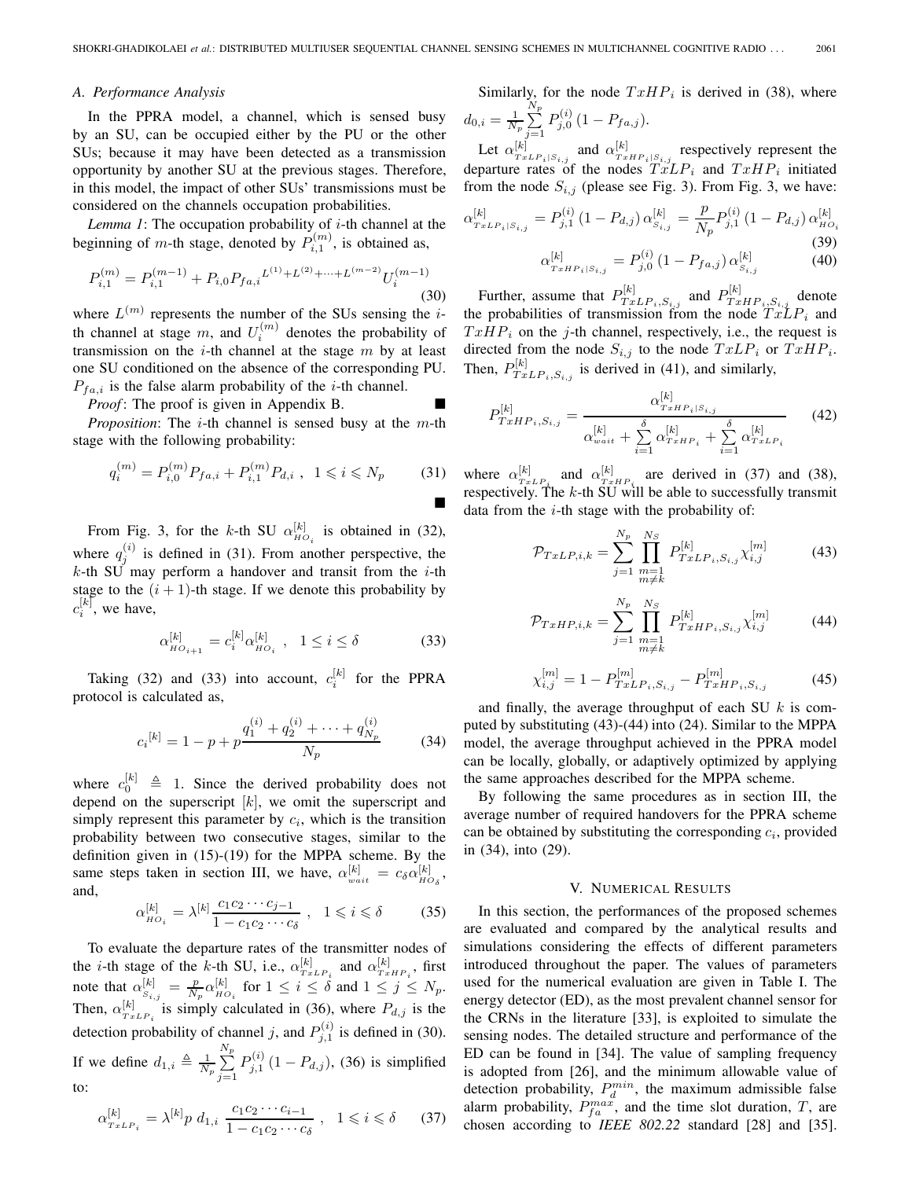### A. Performance Analysis

In the PPRA model, a channel, which is sensed busy by an SU, can be occupied either by the PU or the other SUs; because it may have been detected as a transmission opportunity by another SU at the previous stages. Therefore, in this model, the impact of other SUs' transmissions must be considered on the channels occupation probabilities.

*Lemma 1*: The occupation probability of $i$-th channel at the beginning of $m$-th stage, denoted by $P_{i,1}^{(m)}$, is obtained as,

$$P_{i,1}^{(m)} = P_{i,1}^{(m-1)} + P_{i,0} P_{fa,i}{}^{L^{(1)}+L^{(2)}+\cdots+L^{(m-2)}} U_i^{(m-1)} \tag{30}$$

where $L^{(m)}$ represents the number of the SUs sensing the $i$-th channel at stage $m$, and $U_i^{(m)}$ denotes the probability of transmission on the $i$-th channel at the stage $m$ by at least one SU conditioned on the absence of the corresponding PU. $P_{fa,i}$ is the false alarm probability of the $i$-th channel. ∎

*Proof*: The proof is given in Appendix B.

*Proposition*: The $i$-th channel is sensed busy at the $m$-th stage with the following probability:

$$q_i^{(m)} = P_{i,0}^{(m)} P_{fa,i} + P_{i,1}^{(m)} P_{d,i} \ , \ \ 1 \leqslant i \leqslant N_p \tag{31}$$

∎

From Fig. 3, for the $k$-th SU $\alpha_{_{HO_i}}^{[k]}$ is obtained in (32), where $q_j^{(i)}$ is defined in (31). From another perspective, the $k$-th SU may perform a handover and transit from the $i$-th stage to the $(i+1)$-th stage. If we denote this probability by $c_i^{[k]}$, we have,

$$\alpha_{_{HO_{i+1}}}^{[k]} = c_i^{[k]} \alpha_{_{HO_i}}^{[k]} \ , \ \ 1 \leq i \leq \delta \tag{33}$$

Taking (32) and (33) into account, $c_i^{[k]}$ for the PPRA protocol is calculated as,

$$c_i{}^{[k]} = 1 - p + p\frac{q_1^{(i)} + q_2^{(i)} + \cdots + q_{N_p}^{(i)}}{N_p} \tag{34}$$

where $c_0^{[k]} \triangleq 1$. Since the derived probability does not depend on the superscript $[k]$, we omit the superscript and simply represent this parameter by $c_i$, which is the transition probability between two consecutive stages, similar to the definition given in (15)-(19) for the MPPA scheme. By the same steps taken in section III, we have, $\alpha_{_{wait}}^{[k]} = c_\delta \alpha_{_{HO_\delta}}^{[k]}$, and,

$$\alpha_{_{HO_i}}^{[k]} = \lambda^{[k]} \frac{c_1 c_2 \cdots c_{j-1}}{1 - c_1 c_2 \cdots c_\delta} \ , \ \ 1 \leqslant i \leqslant \delta \tag{35}$$

To evaluate the departure rates of the transmitter nodes of the $i$-th stage of the $k$-th SU, i.e., $\alpha_{_{TxLP_i}}^{[k]}$ and $\alpha_{_{TxHP_i}}^{[k]}$, first note that $\alpha_{_{S_{i,j}}}^{[k]} = \frac{p}{N_p} \alpha_{_{HO_i}}^{[k]}$ for $1 \leq i \leq \delta$ and $1 \leq j \leq N_p$. Then, $\alpha_{_{TxLP_i}}^{[k]}$ is simply calculated in (36), where $P_{d,j}$ is the detection probability of channel $j$, and $P_{j,1}^{(i)}$ is defined in (30). If we define $d_{1,i} \triangleq \frac{1}{N_p} \sum_{j=1}^{N_p} P_{j,1}^{(i)} (1 - P_{d,j})$, (36) is simplified to:

$$\alpha_{_{TxLP_i}}^{[k]} = \lambda^{[k]} p \ d_{1,i} \ \frac{c_1 c_2 \cdots c_{i-1}}{1 - c_1 c_2 \cdots c_\delta} \ , \ \ 1 \leqslant i \leqslant \delta \tag{37}$$

Similarly, for the node $TxHP_i$ is derived in (38), where $d_{0,i} = \frac{1}{N_p} \sum_{j=1}^{N_p} P_{j,0}^{(i)} (1 - P_{fa,j})$.

Let $\alpha_{_{TxLP_i|S_{i,j}}}^{[k]}$ and $\alpha_{_{TxHP_i|S_{i,j}}}^{[k]}$ respectively represent the departure rates of the nodes $TxLP_i$ and $TxHP_i$ initiated from the node $S_{i,j}$ (please see Fig. 3). From Fig. 3, we have:

$$\alpha_{_{TxLP_i|S_{i,j}}}^{[k]} = P_{j,1}^{(i)} (1 - P_{d,j}) \alpha_{_{S_{i,j}}}^{[k]} = \frac{p}{N_p} P_{j,1}^{(i)} (1 - P_{d,j}) \alpha_{_{HO_i}}^{[k]} \tag{39}$$

$$\alpha_{_{TxHP_i|S_{i,j}}}^{[k]} = P_{j,0}^{(i)} (1 - P_{fa,j}) \alpha_{_{S_{i,j}}}^{[k]} \tag{40}$$

Further, assume that $P_{TxLP_i,S_{i,j}}^{[k]}$ and $P_{TxHP_i,S_{i,j}}^{[k]}$ denote the probabilities of transmission from the node $TxLP_i$ and $TxHP_i$ on the $j$-th channel, respectively, i.e., the request is directed from the node $S_{i,j}$ to the node $TxLP_i$ or $TxHP_i$. Then, $P_{TxLP_i,S_{i,j}}^{[k]}$ is derived in (41), and similarly,

$$P_{TxHP_i,S_{i,j}}^{[k]} = \frac{\alpha_{_{TxHP_i|S_{i,j}}}^{[k]}}{\alpha_{_{wait}}^{[k]} + \sum_{i=1}^{\delta} \alpha_{_{TxHP_i}}^{[k]} + \sum_{i=1}^{\delta} \alpha_{_{TxLP_i}}^{[k]}} \tag{42}$$

where $\alpha_{_{TxLP_i}}^{[k]}$ and $\alpha_{_{TxHP_i}}^{[k]}$ are derived in (37) and (38), respectively. The $k$-th SU will be able to successfully transmit data from the $i$-th stage with the probability of:

$$\mathcal{P}_{TxLP,i,k} = \sum_{j=1}^{N_p} \prod_{\substack{m=1 \\ m \neq k}}^{N_S} P_{TxLP_i,S_{i,j}}^{[k]} \chi_{i,j}^{[m]} \tag{43}$$

$$\mathcal{P}_{TxHP,i,k} = \sum_{j=1}^{N_p} \prod_{\substack{m=1 \\ m \neq k}}^{N_S} P_{TxHP_i,S_{i,j}}^{[k]} \chi_{i,j}^{[m]} \tag{44}$$

$$\chi_{i,j}^{[m]} = 1 - P_{TxLP_i,S_{i,j}}^{[m]} - P_{TxHP_i,S_{i,j}}^{[m]} \tag{45}$$

and finally, the average throughput of each SU $k$ is computed by substituting (43)-(44) into (24). Similar to the MPPA model, the average throughput achieved in the PPRA model can be locally, globally, or adaptively optimized by applying the same approaches described for the MPPA scheme.

By following the same procedures as in section III, the average number of required handovers for the PPRA scheme can be obtained by substituting the corresponding $c_i$, provided in (34), into (29).

## V. Numerical Results

In this section, the performances of the proposed schemes are evaluated and compared by the analytical results and simulations considering the effects of different parameters introduced throughout the paper. The values of parameters used for the numerical evaluation are given in Table I. The energy detector (ED), as the most prevalent channel sensor for the CRNs in the literature [33], is exploited to simulate the sensing nodes. The detailed structure and performance of the ED can be found in [34]. The value of sampling frequency is adopted from [26], and the minimum allowable value of detection probability, $P_d^{min}$, the maximum admissible false alarm probability, $P_{fa}^{max}$, and the time slot duration, $T$, are chosen according to *IEEE 802.22* standard [28] and [35].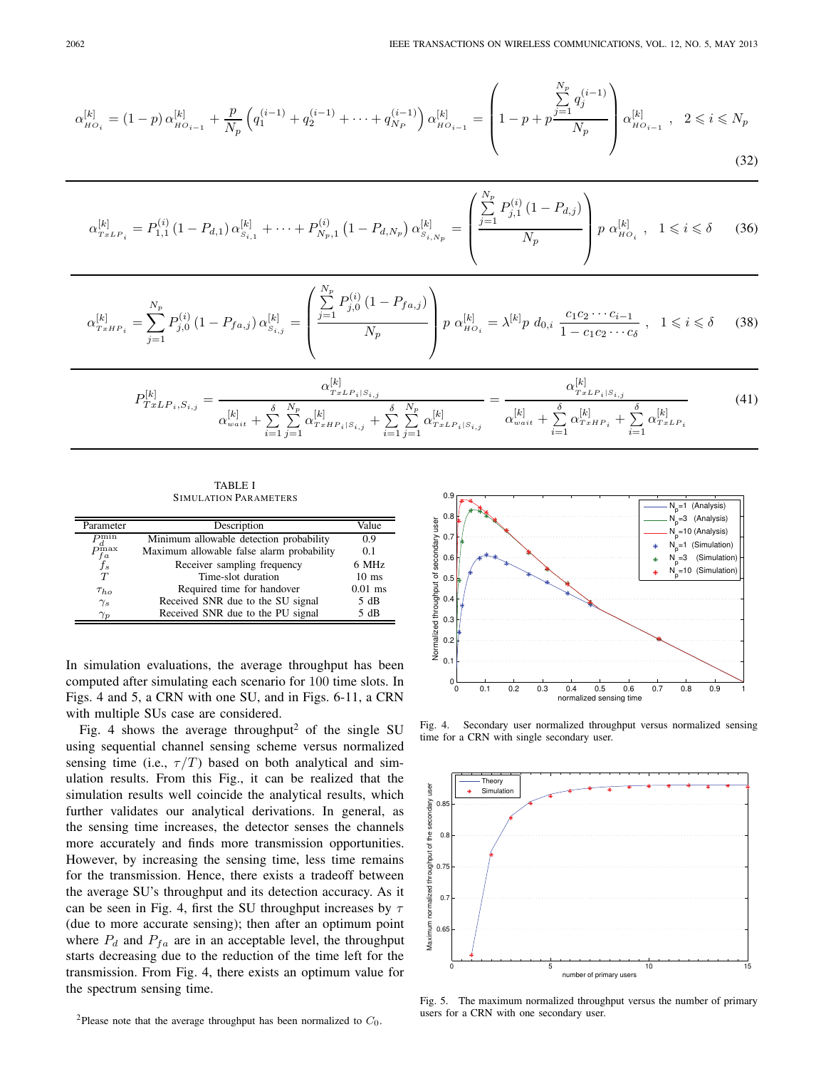$$\alpha_{HO_i}^{[k]} = (1-p)\,\alpha_{HO_{i-1}}^{[k]} + \frac{p}{N_p}\left(q_1^{(i-1)} + q_2^{(i-1)} + \cdots + q_{N_P}^{(i-1)}\right)\alpha_{HO_{i-1}}^{[k]} = \left(1 - p + p\frac{\sum_{j=1}^{N_p} q_j^{(i-1)}}{N_p}\right)\alpha_{HO_{i-1}}^{[k]}\ , \quad 2 \leqslant i \leqslant N_p \tag{32}$$

$$\alpha_{TxLP_i}^{[k]} = P_{1,1}^{(i)}\left(1-P_{d,1}\right)\alpha_{S_{i,1}}^{[k]} + \cdots + P_{N_p,1}^{(i)}\left(1-P_{d,N_p}\right)\alpha_{S_{i,N_p}}^{[k]} = \left(\frac{\sum_{j=1}^{N_p} P_{j,1}^{(i)}\left(1-P_{d,j}\right)}{N_p}\right) p\ \alpha_{HO_i}^{[k]}\ , \quad 1 \leqslant i \leqslant \delta \tag{36}$$

$$\alpha_{TxHP_i}^{[k]} = \sum_{j=1}^{N_p} P_{j,0}^{(i)}\left(1-P_{fa,j}\right)\alpha_{S_{i,j}}^{[k]} = \left(\frac{\sum_{j=1}^{N_p} P_{j,0}^{(i)}\left(1-P_{fa,j}\right)}{N_p}\right) p\ \alpha_{HO_i}^{[k]} = \lambda^{[k]} p\ d_{0,i}\ \frac{c_1 c_2 \cdots c_{i-1}}{1 - c_1 c_2 \cdots c_\delta}\ , \quad 1 \leqslant i \leqslant \delta \tag{38}$$

$$P_{TxLP_i,S_{i,j}}^{[k]} = \frac{\alpha_{TxLP_i|S_{i,j}}^{[k]}}{\alpha_{wait}^{[k]} + \sum_{i=1}^{\delta}\sum_{j=1}^{N_p}\alpha_{TxHP_i|S_{i,j}}^{[k]} + \sum_{i=1}^{\delta}\sum_{j=1}^{N_p}\alpha_{TxLP_i|S_{i,j}}^{[k]}} = \frac{\alpha_{TxLP_i|S_{i,j}}^{[k]}}{\alpha_{wait}^{[k]} + \sum_{i=1}^{\delta}\alpha_{TxHP_i}^{[k]} + \sum_{i=1}^{\delta}\alpha_{TxLP_i}^{[k]}} \tag{41}$$

TABLE I
SIMULATION PARAMETERS

| Parameter | Description | Value |
|---|---|---|
| $P_d^{\min}$ | Minimum allowable detection probability | 0.9 |
| $P_{fa}^{\max}$ | Maximum allowable false alarm probability | 0.1 |
| $f_s$ | Receiver sampling frequency | 6 MHz |
| $T$ | Time-slot duration | 10 ms |
| $\tau_{ho}$ | Required time for handover | 0.01 ms |
| $\gamma_s$ | Received SNR due to the SU signal | 5 dB |
| $\gamma_p$ | Received SNR due to the PU signal | 5 dB |

In simulation evaluations, the average throughput has been computed after simulating each scenario for 100 time slots. In Figs. 4 and 5, a CRN with one SU, and in Figs. 6-11, a CRN with multiple SUs case are considered.

Fig. 4 shows the average throughput[2] of the single SU using sequential channel sensing scheme versus normalized sensing time (i.e., $\tau/T$) based on both analytical and simulation results. From this Fig., it can be realized that the simulation results well coincide the analytical results, which further validates our analytical derivations. In general, as the sensing time increases, the detector senses the channels more accurately and finds more transmission opportunities. However, by increasing the sensing time, less time remains for the transmission. Hence, there exists a tradeoff between the average SU's throughput and its detection accuracy. As it can be seen in Fig. 4, first the SU throughput increases by $\tau$ (due to more accurate sensing); then after an optimum point where $P_d$ and $P_{fa}$ are in an acceptable level, the throughput starts decreasing due to the reduction of the time left for the transmission. From Fig. 4, there exists an optimum value for the spectrum sensing time.

[2]Please note that the average throughput has been normalized to $C_0$.

Fig. 4. Secondary user normalized throughput versus normalized sensing time for a CRN with single secondary user.

Fig. 5. The maximum normalized throughput versus the number of primary users for a CRN with one secondary user.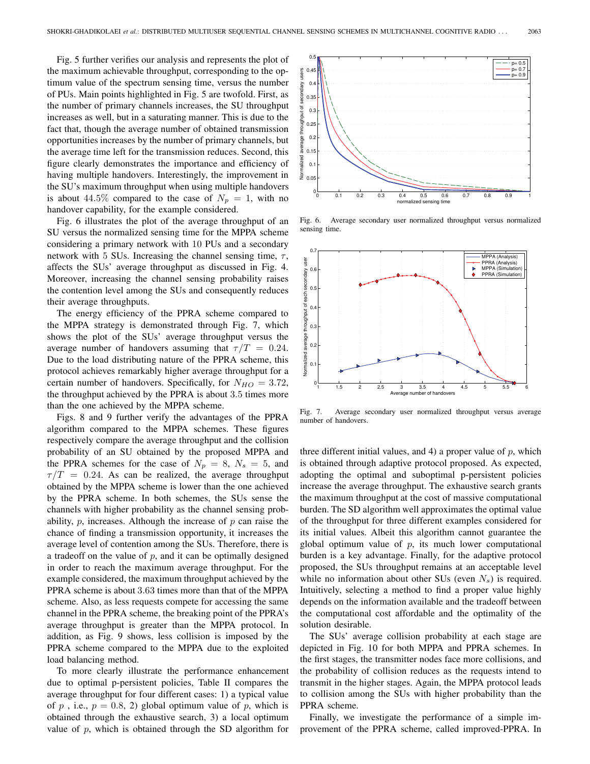Fig. 5 further verifies our analysis and represents the plot of the maximum achievable throughput, corresponding to the optimum value of the spectrum sensing time, versus the number of PUs. Main points highlighted in Fig. 5 are twofold. First, as the number of primary channels increases, the SU throughput increases as well, but in a saturating manner. This is due to the fact that, though the average number of obtained transmission opportunities increases by the number of primary channels, but the average time left for the transmission reduces. Second, this figure clearly demonstrates the importance and efficiency of having multiple handovers. Interestingly, the improvement in the SU's maximum throughput when using multiple handovers is about 44.5% compared to the case of $N_p = 1$, with no handover capability, for the example considered.

Fig. 6 illustrates the plot of the average throughput of an SU versus the normalized sensing time for the MPPA scheme considering a primary network with 10 PUs and a secondary network with 5 SUs. Increasing the channel sensing time, $\tau$, affects the SUs' average throughput as discussed in Fig. 4. Moreover, increasing the channel sensing probability raises the contention level among the SUs and consequently reduces their average throughputs.

The energy efficiency of the PPRA scheme compared to the MPPA strategy is demonstrated through Fig. 7, which shows the plot of the SUs' average throughput versus the average number of handovers assuming that $\tau/T = 0.24$. Due to the load distributing nature of the PPRA scheme, this protocol achieves remarkably higher average throughput for a certain number of handovers. Specifically, for $N_{HO} = 3.72$, the throughput achieved by the PPRA is about 3.5 times more than the one achieved by the MPPA scheme.

Figs. 8 and 9 further verify the advantages of the PPRA algorithm compared to the MPPA schemes. These figures respectively compare the average throughput and the collision probability of an SU obtained by the proposed MPPA and the PPRA schemes for the case of $N_p = 8$, $N_s = 5$, and $\tau/T = 0.24$. As can be realized, the average throughput obtained by the MPPA scheme is lower than the one achieved by the PPRA scheme. In both schemes, the SUs sense the channels with higher probability as the channel sensing probability, $p$, increases. Although the increase of $p$ can raise the chance of finding a transmission opportunity, it increases the average level of contention among the SUs. Therefore, there is a tradeoff on the value of $p$, and it can be optimally designed in order to reach the maximum average throughput. For the example considered, the maximum throughput achieved by the PPRA scheme is about 3.63 times more than that of the MPPA scheme. Also, as less requests compete for accessing the same channel in the PPRA scheme, the breaking point of the PPRA's average throughput is greater than the MPPA protocol. In addition, as Fig. 9 shows, less collision is imposed by the PPRA scheme compared to the MPPA due to the exploited load balancing method.

To more clearly illustrate the performance enhancement due to optimal p-persistent policies, Table II compares the average throughput for four different cases: 1) a typical value of $p$ , i.e., $p = 0.8$, 2) global optimum value of $p$, which is obtained through the exhaustive search, 3) a local optimum value of $p$, which is obtained through the SD algorithm for

Fig. 6. Average secondary user normalized throughput versus normalized sensing time.

Fig. 7. Average secondary user normalized throughput versus average number of handovers.

three different initial values, and 4) a proper value of $p$, which is obtained through adaptive protocol proposed. As expected, adopting the optimal and suboptimal p-persistent policies increase the average throughput. The exhaustive search grants the maximum throughput at the cost of massive computational burden. The SD algorithm well approximates the optimal value of the throughput for three different examples considered for its initial values. Albeit this algorithm cannot guarantee the global optimum value of $p$, its much lower computational burden is a key advantage. Finally, for the adaptive protocol proposed, the SUs throughput remains at an acceptable level while no information about other SUs (even $N_s$) is required. Intuitively, selecting a method to find a proper value highly depends on the information available and the tradeoff between the computational cost affordable and the optimality of the solution desirable.

The SUs' average collision probability at each stage are depicted in Fig. 10 for both MPPA and PPRA schemes. In the first stages, the transmitter nodes face more collisions, and the probability of collision reduces as the requests intend to transmit in the higher stages. Again, the MPPA protocol leads to collision among the SUs with higher probability than the PPRA scheme.

Finally, we investigate the performance of a simple improvement of the PPRA scheme, called improved-PPRA. In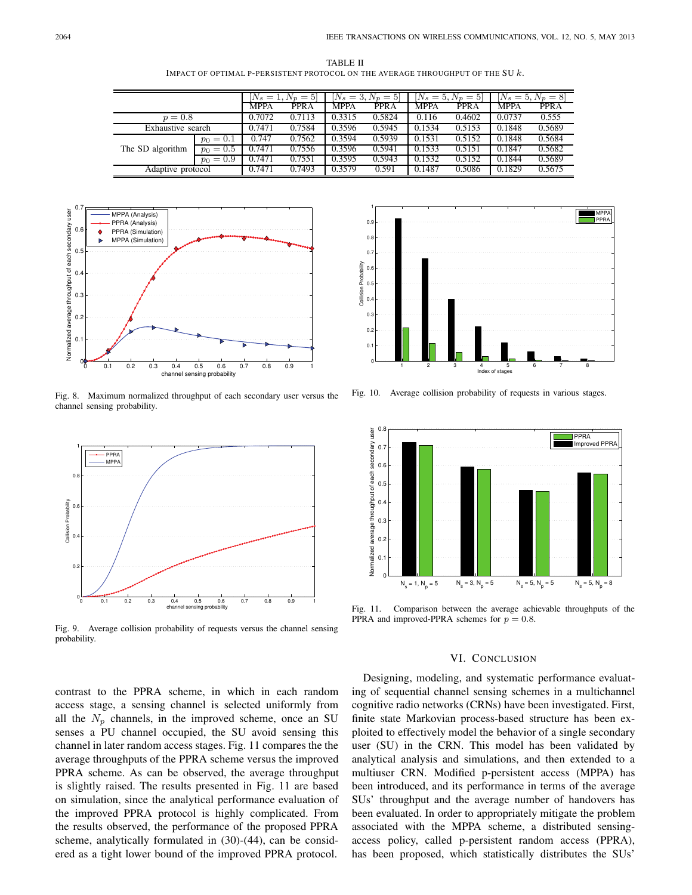TABLE II
IMPACT OF OPTIMAL P-PERSISTENT PROTOCOL ON THE AVERAGE THROUGHPUT OF THE SU $k$.

| | | $[N_s = 1, N_p = 5]$ | | $[N_s = 3, N_p = 5]$ | | $[N_s = 5, N_p = 5]$ | | $[N_s = 5, N_p = 8]$ | |
|---|---|---|---|---|---|---|---|---|---|
| | | MPPA | PPRA | MPPA | PPRA | MPPA | PPRA | MPPA | PPRA |
| $p = 0.8$ | | 0.7072 | 0.7113 | 0.3315 | 0.5824 | 0.116 | 0.4602 | 0.0737 | 0.555 |
| Exhaustive search | | 0.7471 | 0.7584 | 0.3596 | 0.5945 | 0.1534 | 0.5153 | 0.1848 | 0.5689 |
| The SD algorithm | $p_0 = 0.1$ | 0.747 | 0.7562 | 0.3594 | 0.5939 | 0.1531 | 0.5152 | 0.1848 | 0.5684 |
| | $p_0 = 0.5$ | 0.7471 | 0.7556 | 0.3596 | 0.5941 | 0.1533 | 0.5151 | 0.1847 | 0.5682 |
| | $p_0 = 0.9$ | 0.7471 | 0.7551 | 0.3595 | 0.5943 | 0.1532 | 0.5152 | 0.1844 | 0.5689 |
| Adaptive protocol | | 0.7471 | 0.7493 | 0.3579 | 0.591 | 0.1487 | 0.5086 | 0.1829 | 0.5675 |

Fig. 8. Maximum normalized throughput of each secondary user versus the channel sensing probability.

Fig. 9. Average collision probability of requests versus the channel sensing probability.

Fig. 10. Average collision probability of requests in various stages.

Fig. 11. Comparison between the average achievable throughputs of the PPRA and improved-PPRA schemes for $p = 0.8$.

contrast to the PPRA scheme, in which in each random access stage, a sensing channel is selected uniformly from all the $N_p$ channels, in the improved scheme, once an SU senses a PU channel occupied, the SU avoid sensing this channel in later random access stages. Fig. 11 compares the the average throughputs of the PPRA scheme versus the improved PPRA scheme. As can be observed, the average throughput is slightly raised. The results presented in Fig. 11 are based on simulation, since the analytical performance evaluation of the improved PPRA protocol is highly complicated. From the results observed, the performance of the proposed PPRA scheme, analytically formulated in (30)-(44), can be considered as a tight lower bound of the improved PPRA protocol.

## VI. CONCLUSION

Designing, modeling, and systematic performance evaluating of sequential channel sensing schemes in a multichannel cognitive radio networks (CRNs) have been investigated. First, finite state Markovian process-based structure has been exploited to effectively model the behavior of a single secondary user (SU) in the CRN. This model has been validated by analytical analysis and simulations, and then extended to a multiuser CRN. Modified p-persistent access (MPPA) has been introduced, and its performance in terms of the average SUs' throughput and the average number of handovers has been evaluated. In order to appropriately mitigate the problem associated with the MPPA scheme, a distributed sensing-access policy, called p-persistent random access (PPRA), has been proposed, which statistically distributes the SUs'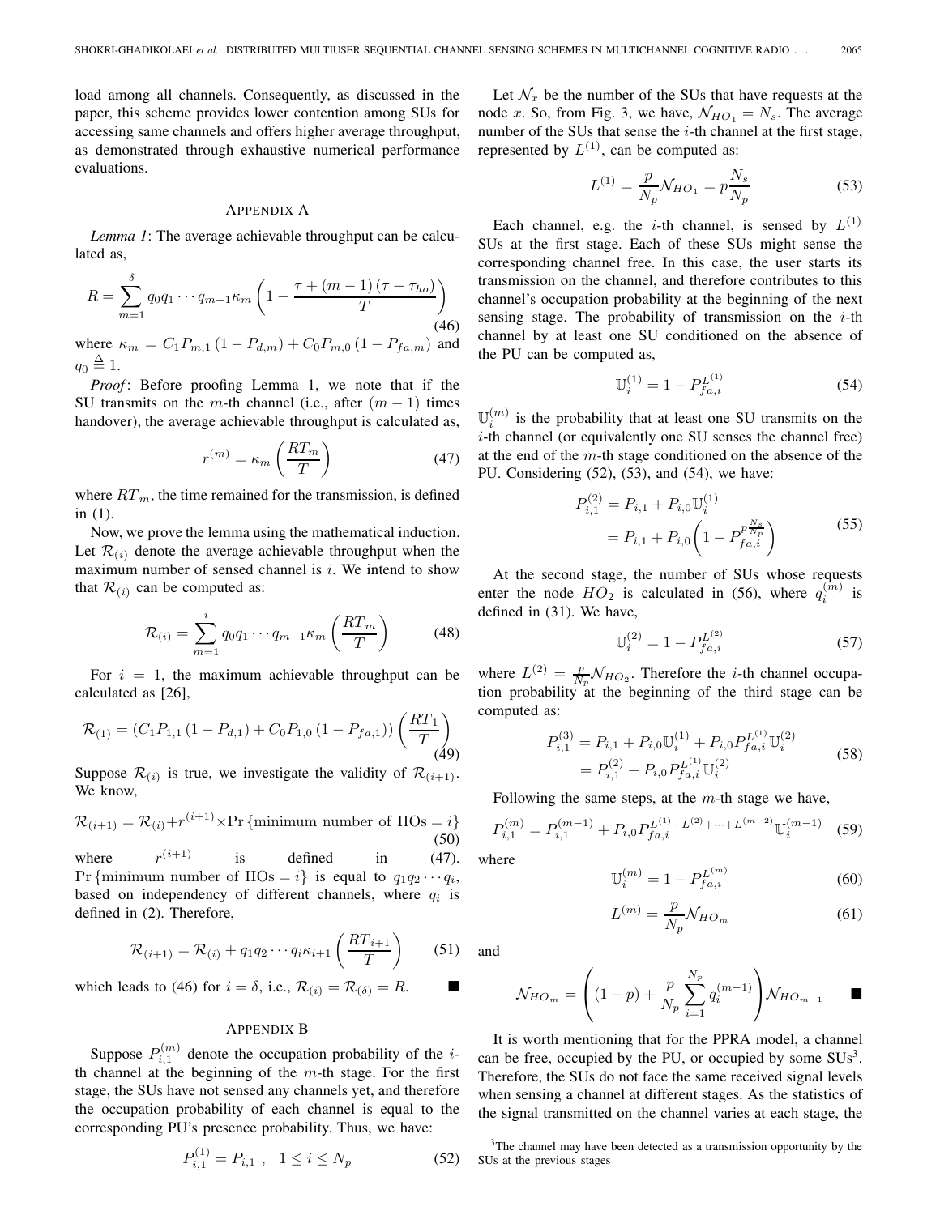load among all channels. Consequently, as discussed in the paper, this scheme provides lower contention among SUs for accessing same channels and offers higher average throughput, as demonstrated through exhaustive numerical performance evaluations.

## Appendix A

*Lemma 1*: The average achievable throughput can be calculated as,

$$R = \sum_{m=1}^{\delta} q_0 q_1 \cdots q_{m-1} \kappa_m \left(1 - \frac{\tau + (m-1)(\tau + \tau_{ho})}{T}\right) \tag{46}$$

where $\kappa_m = C_1 P_{m,1}(1 - P_{d,m}) + C_0 P_{m,0}(1 - P_{fa,m})$ and $q_0 \triangleq 1$.

*Proof*: Before proofing Lemma 1, we note that if the SU transmits on the $m$-th channel (i.e., after $(m-1)$ times handover), the average achievable throughput is calculated as,

$$r^{(m)} = \kappa_m \left(\frac{RT_m}{T}\right) \tag{47}$$

where $RT_m$, the time remained for the transmission, is defined in (1).

Now, we prove the lemma using the mathematical induction. Let $\mathcal{R}_{(i)}$ denote the average achievable throughput when the maximum number of sensed channel is $i$. We intend to show that $\mathcal{R}_{(i)}$ can be computed as:

$$\mathcal{R}_{(i)} = \sum_{m=1}^{i} q_0 q_1 \cdots q_{m-1} \kappa_m \left(\frac{RT_m}{T}\right) \tag{48}$$

For $i = 1$, the maximum achievable throughput can be calculated as [26],

$$\mathcal{R}_{(1)} = \left(C_1 P_{1,1}(1 - P_{d,1}) + C_0 P_{1,0}(1 - P_{fa,1})\right)\left(\frac{RT_1}{T}\right) \tag{49}$$

Suppose $\mathcal{R}_{(i)}$ is true, we investigate the validity of $\mathcal{R}_{(i+1)}$. We know,

$$\mathcal{R}_{(i+1)} = \mathcal{R}_{(i)} + r^{(i+1)} \times \Pr\{\text{minimum number of HOs} = i\} \tag{50}$$

where $r^{(i+1)}$ is defined in (47). $\Pr\{\text{minimum number of HOs} = i\}$ is equal to $q_1 q_2 \cdots q_i$, based on independency of different channels, where $q_i$ is defined in (2). Therefore,

$$\mathcal{R}_{(i+1)} = \mathcal{R}_{(i)} + q_1 q_2 \cdots q_i \kappa_{i+1}\left(\frac{RT_{i+1}}{T}\right) \tag{51}$$

which leads to (46) for $i = \delta$, i.e., $\mathcal{R}_{(i)} = \mathcal{R}_{(\delta)} = R$. ■

## Appendix B

Suppose $P_{i,1}^{(m)}$ denote the occupation probability of the $i$-th channel at the beginning of the $m$-th stage. For the first stage, the SUs have not sensed any channels yet, and therefore the occupation probability of each channel is equal to the corresponding PU's presence probability. Thus, we have:

$$P_{i,1}^{(1)} = P_{i,1}, \quad 1 \le i \le N_p \tag{52}$$

Let $\mathcal{N}_x$ be the number of the SUs that have requests at the node $x$. So, from Fig. 3, we have, $\mathcal{N}_{HO_1} = N_s$. The average number of the SUs that sense the $i$-th channel at the first stage, represented by $L^{(1)}$, can be computed as:

$$L^{(1)} = \frac{p}{N_p}\mathcal{N}_{HO_1} = p\frac{N_s}{N_p} \tag{53}$$

Each channel, e.g. the $i$-th channel, is sensed by $L^{(1)}$ SUs at the first stage. Each of these SUs might sense the corresponding channel free. In this case, the user starts its transmission on the channel, and therefore contributes to this channel's occupation probability at the beginning of the next sensing stage. The probability of transmission on the $i$-th channel by at least one SU conditioned on the absence of the PU can be computed as,

$$\mathbb{U}_i^{(1)} = 1 - P_{fa,i}^{L^{(1)}} \tag{54}$$

$\mathbb{U}_i^{(m)}$ is the probability that at least one SU transmits on the $i$-th channel (or equivalently one SU senses the channel free) at the end of the $m$-th stage conditioned on the absence of the PU. Considering (52), (53), and (54), we have:

$$\begin{aligned} P_{i,1}^{(2)} &= P_{i,1} + P_{i,0}\mathbb{U}_i^{(1)} \\ &= P_{i,1} + P_{i,0}\left(1 - P_{fa,i}^{p\frac{N_s}{N_p}}\right) \end{aligned} \tag{55}$$

At the second stage, the number of SUs whose requests enter the node $HO_2$ is calculated in (56), where $q_i^{(m)}$ is defined in (31). We have,

$$\mathbb{U}_i^{(2)} = 1 - P_{fa,i}^{L^{(2)}} \tag{57}$$

where $L^{(2)} = \frac{p}{N_p}\mathcal{N}_{HO_2}$. Therefore the $i$-th channel occupation probability at the beginning of the third stage can be computed as:

$$\begin{aligned} P_{i,1}^{(3)} &= P_{i,1} + P_{i,0}\mathbb{U}_i^{(1)} + P_{i,0}P_{fa,i}^{L^{(1)}}\mathbb{U}_i^{(2)} \\ &= P_{i,1}^{(2)} + P_{i,0}P_{fa,i}^{L^{(1)}}\mathbb{U}_i^{(2)} \end{aligned} \tag{58}$$

Following the same steps, at the $m$-th stage we have,

$$P_{i,1}^{(m)} = P_{i,1}^{(m-1)} + P_{i,0}P_{fa,i}^{L^{(1)}+L^{(2)}+\cdots+L^{(m-2)}}\mathbb{U}_i^{(m-1)} \tag{59}$$

where

$$\mathbb{U}_i^{(m)} = 1 - P_{fa,i}^{L^{(m)}} \tag{60}$$

$$L^{(m)} = \frac{p}{N_p}\mathcal{N}_{HO_m} \tag{61}$$

and

$$\mathcal{N}_{HO_m} = \left((1-p) + \frac{p}{N_p}\sum_{i=1}^{N_p} q_i^{(m-1)}\right)\mathcal{N}_{HO_{m-1}} \quad ■$$

It is worth mentioning that for the PPRA model, a channel can be free, occupied by the PU, or occupied by some SUs[3]. Therefore, the SUs do not face the same received signal levels when sensing a channel at different stages. As the statistics of the signal transmitted on the channel varies at each stage, the

[3] The channel may have been detected as a transmission opportunity by the SUs at the previous stages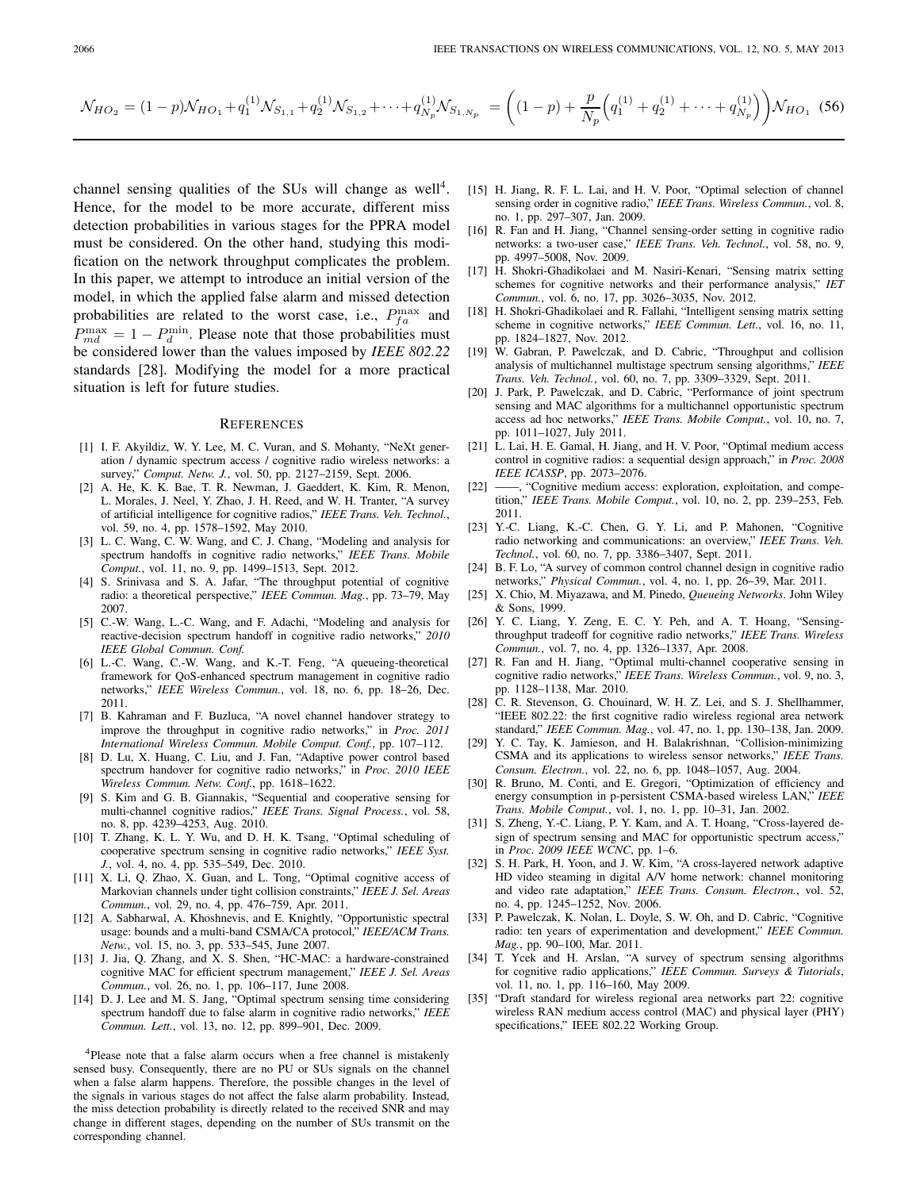$$\mathcal{N}_{HO_2} = (1-p)\mathcal{N}_{HO_1} + q_1^{(1)}\mathcal{N}_{S_{1,1}} + q_2^{(1)}\mathcal{N}_{S_{1,2}} + \cdots + q_{N_p}^{(1)}\mathcal{N}_{S_{1,N_p}} = \left((1-p) + \frac{p}{N_p}\left(q_1^{(1)} + q_2^{(1)} + \cdots + q_{N_p}^{(1)}\right)\right)\mathcal{N}_{HO_1} \quad (56)$$

channel sensing qualities of the SUs will change as well[4]. Hence, for the model to be more accurate, different miss detection probabilities in various stages for the PPRA model must be considered. On the other hand, studying this modification on the network throughput complicates the problem. In this paper, we attempt to introduce an initial version of the model, in which the applied false alarm and missed detection probabilities are related to the worst case, i.e., $P_{fa}^{\max}$ and $P_{md}^{\max} = 1 - P_d^{\min}$. Please note that those probabilities must be considered lower than the values imposed by *IEEE 802.22* standards [28]. Modifying the model for a more practical situation is left for future studies.

[4]Please note that a false alarm occurs when a free channel is mistakenly sensed busy. Consequently, there are no PU or SUs signals on the channel when a false alarm happens. Therefore, the possible changes in the level of the signals in various stages do not affect the false alarm probability. Instead, the miss detection probability is directly related to the received SNR and may change in different stages, depending on the number of SUs transmit on the corresponding channel.

## References

[1] I. F. Akyildiz, W. Y. Lee, M. C. Vuran, and S. Mohanty, "NeXt generation / dynamic spectrum access / cognitive radio wireless networks: a survey," *Comput. Netw. J.*, vol. 50, pp. 2127–2159, Sept. 2006.

[2] A. He, K. K. Bae, T. R. Newman, J. Gaeddert, K. Kim, R. Menon, L. Morales, J. Neel, Y. Zhao, J. H. Reed, and W. H. Tranter, "A survey of artificial intelligence for cognitive radios," *IEEE Trans. Veh. Technol.*, vol. 59, no. 4, pp. 1578–1592, May 2010.

[3] L. C. Wang, C. W. Wang, and C. J. Chang, "Modeling and analysis for spectrum handoffs in cognitive radio networks," *IEEE Trans. Mobile Comput.*, vol. 11, no. 9, pp. 1499–1513, Sept. 2012.

[4] S. Srinivasa and S. A. Jafar, "The throughput potential of cognitive radio: a theoretical perspective," *IEEE Commun. Mag.*, pp. 73–79, May 2007.

[5] C.-W. Wang, L.-C. Wang, and F. Adachi, "Modeling and analysis for reactive-decision spectrum handoff in cognitive radio networks," *2010 IEEE Global Commun. Conf.*

[6] L.-C. Wang, C.-W. Wang, and K.-T. Feng, "A queueing-theoretical framework for QoS-enhanced spectrum management in cognitive radio networks," *IEEE Wireless Commun.*, vol. 18, no. 6, pp. 18–26, Dec. 2011.

[7] B. Kahraman and F. Buzluca, "A novel channel handover strategy to improve the throughput in cognitive radio networks," in *Proc. 2011 International Wireless Commun. Mobile Comput. Conf.*, pp. 107–112.

[8] D. Lu, X. Huang, C. Liu, and J. Fan, "Adaptive power control based spectrum handover for cognitive radio networks," in *Proc. 2010 IEEE Wireless Commun. Netw. Conf.*, pp. 1618–1622.

[9] S. Kim and G. B. Giannakis, "Sequential and cooperative sensing for multi-channel cognitive radios," *IEEE Trans. Signal Process.*, vol. 58, no. 8, pp. 4239–4253, Aug. 2010.

[10] T. Zhang, K. L. Y. Wu, and D. H. K. Tsang, "Optimal scheduling of cooperative spectrum sensing in cognitive radio networks," *IEEE Syst. J.*, vol. 4, no. 4, pp. 535–549, Dec. 2010.

[11] X. Li, Q. Zhao, X. Guan, and L. Tong, "Optimal cognitive access of Markovian channels under tight collision constraints," *IEEE J. Sel. Areas Commun.*, vol. 29, no. 4, pp. 476–759, Apr. 2011.

[12] A. Sabharwal, A. Khoshnevis, and E. Knightly, "Opportunistic spectral usage: bounds and a multi-band CSMA/CA protocol," *IEEE/ACM Trans. Netw.*, vol. 15, no. 3, pp. 533–545, June 2007.

[13] J. Jia, Q. Zhang, and X. S. Shen, "HC-MAC: a hardware-constrained cognitive MAC for efficient spectrum management," *IEEE J. Sel. Areas Commun.*, vol. 26, no. 1, pp. 106–117, June 2008.

[14] D. J. Lee and M. S. Jang, "Optimal spectrum sensing time considering spectrum handoff due to false alarm in cognitive radio networks," *IEEE Commun. Lett.*, vol. 13, no. 12, pp. 899–901, Dec. 2009.

[15] H. Jiang, R. F. L. Lai, and H. V. Poor, "Optimal selection of channel sensing order in cognitive radio," *IEEE Trans. Wireless Commun.*, vol. 8, no. 1, pp. 297–307, Jan. 2009.

[16] R. Fan and H. Jiang, "Channel sensing-order setting in cognitive radio networks: a two-user case," *IEEE Trans. Veh. Technol.*, vol. 58, no. 9, pp. 4997–5008, Nov. 2009.

[17] H. Shokri-Ghadikolaei and M. Nasiri-Kenari, "Sensing matrix setting schemes for cognitive networks and their performance analysis," *IET Commun.*, vol. 6, no. 17, pp. 3026–3035, Nov. 2012.

[18] H. Shokri-Ghadikolaei and R. Fallahi, "Intelligent sensing matrix setting scheme in cognitive networks," *IEEE Commun. Lett.*, vol. 16, no. 11, pp. 1824–1827, Nov. 2012.

[19] W. Gabran, P. Pawelczak, and D. Cabric, "Throughput and collision analysis of multichannel multistage spectrum sensing algorithms," *IEEE Trans. Veh. Technol.*, vol. 60, no. 7, pp. 3309–3329, Sept. 2011.

[20] J. Park, P. Pawelczak, and D. Cabric, "Performance of joint spectrum sensing and MAC algorithms for a multichannel opportunistic spectrum access ad hoc networks," *IEEE Trans. Mobile Comput.*, vol. 10, no. 7, pp. 1011–1027, July 2011.

[21] L. Lai, H. E. Gamal, H. Jiang, and H. V. Poor, "Optimal medium access control in cognitive radios: a sequential design approach," in *Proc. 2008 IEEE ICASSP*, pp. 2073–2076.

[22] ——, "Cognitive medium access: exploration, exploitation, and competition," *IEEE Trans. Mobile Comput.*, vol. 10, no. 2, pp. 239–253, Feb. 2011.

[23] Y.-C. Liang, K.-C. Chen, G. Y. Li, and P. Mahonen, "Cognitive radio networking and communications: an overview," *IEEE Trans. Veh. Technol.*, vol. 60, no. 7, pp. 3386–3407, Sept. 2011.

[24] B. F. Lo, "A survey of common control channel design in cognitive radio networks," *Physical Commun.*, vol. 4, no. 1, pp. 26–39, Mar. 2011.

[25] X. Chio, M. Miyazawa, and M. Pinedo, *Queueing Networks*. John Wiley & Sons, 1999.

[26] Y. C. Liang, Y. Zeng, E. C. Y. Peh, and A. T. Hoang, "Sensing-throughput tradeoff for cognitive radio networks," *IEEE Trans. Wireless Commun.*, vol. 7, no. 4, pp. 1326–1337, Apr. 2008.

[27] R. Fan and H. Jiang, "Optimal multi-channel cooperative sensing in cognitive radio networks," *IEEE Trans. Wireless Commun.*, vol. 9, no. 3, pp. 1128–1138, Mar. 2010.

[28] C. R. Stevenson, G. Chouinard, W. H. Z. Lei, and S. J. Shellhammer, "IEEE 802.22: the first cognitive radio wireless regional area network standard," *IEEE Commun. Mag.*, vol. 47, no. 1, pp. 130–138, Jan. 2009.

[29] Y. C. Tay, K. Jamieson, and H. Balakrishnan, "Collision-minimizing CSMA and its applications to wireless sensor networks," *IEEE Trans. Consum. Electron.*, vol. 22, no. 6, pp. 1048–1057, Aug. 2004.

[30] R. Bruno, M. Conti, and E. Gregori, "Optimization of efficiency and energy consumption in p-persistent CSMA-based wireless LAN," *IEEE Trans. Mobile Comput.*, vol. 1, no. 1, pp. 10–31, Jan. 2002.

[31] S. Zheng, Y.-C. Liang, P. Y. Kam, and A. T. Hoang, "Cross-layered design of spectrum sensing and MAC for opportunistic spectrum access," in *Proc. 2009 IEEE WCNC*, pp. 1–6.

[32] S. H. Park, H. Yoon, and J. W. Kim, "A cross-layered network adaptive HD video steaming in digital A/V home network: channel monitoring and video rate adaptation," *IEEE Trans. Consum. Electron.*, vol. 52, no. 4, pp. 1245–1252, Nov. 2006.

[33] P. Pawelczak, K. Nolan, L. Doyle, S. W. Oh, and D. Cabric, "Cognitive radio: ten years of experimentation and development," *IEEE Commun. Mag.*, pp. 90–100, Mar. 2011.

[34] T. Ycek and H. Arslan, "A survey of spectrum sensing algorithms for cognitive radio applications," *IEEE Commun. Surveys & Tutorials*, vol. 11, no. 1, pp. 116–160, May 2009.

[35] "Draft standard for wireless regional area networks part 22: cognitive wireless RAN medium access control (MAC) and physical layer (PHY) specifications," IEEE 802.22 Working Group.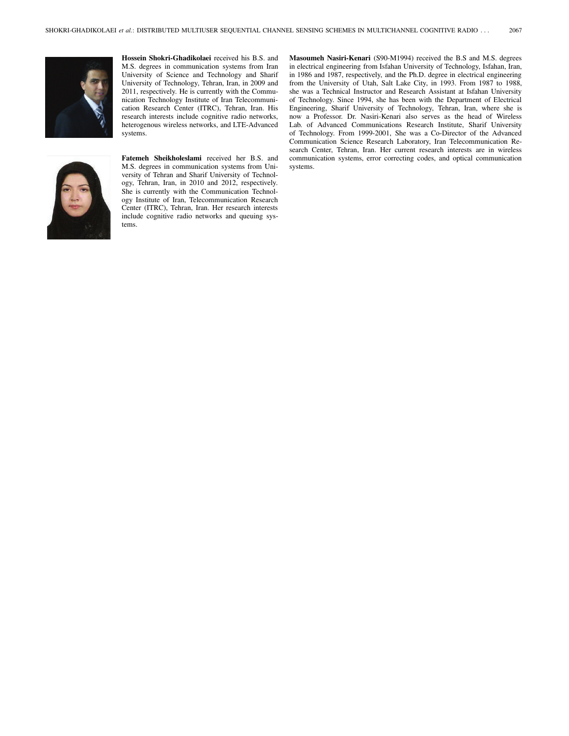**Hossein Shokri-Ghadikolaei** received his B.S. and M.S. degrees in communication systems from Iran University of Science and Technology and Sharif University of Technology, Tehran, Iran, in 2009 and 2011, respectively. He is currently with the Communication Technology Institute of Iran Telecommunication Research Center (ITRC), Tehran, Iran. His research interests include cognitive radio networks, heterogenous wireless networks, and LTE-Advanced systems.

**Fatemeh Sheikholeslami** received her B.S. and M.S. degrees in communication systems from University of Tehran and Sharif University of Technology, Tehran, Iran, in 2010 and 2012, respectively. She is currently with the Communication Technology Institute of Iran, Telecommunication Research Center (ITRC), Tehran, Iran. Her research interests include cognitive radio networks and queuing systems.

**Masoumeh Nasiri-Kenari** (S90-M1994) received the B.S and M.S. degrees in electrical engineering from Isfahan University of Technology, Isfahan, Iran, in 1986 and 1987, respectively, and the Ph.D. degree in electrical engineering from the University of Utah, Salt Lake City, in 1993. From 1987 to 1988, she was a Technical Instructor and Research Assistant at Isfahan University of Technology. Since 1994, she has been with the Department of Electrical Engineering, Sharif University of Technology, Tehran, Iran, where she is now a Professor. Dr. Nasiri-Kenari also serves as the head of Wireless Lab. of Advanced Communications Research Institute, Sharif University of Technology. From 1999-2001, She was a Co-Director of the Advanced Communication Science Research Laboratory, Iran Telecommunication Research Center, Tehran, Iran. Her current research interests are in wireless communication systems, error correcting codes, and optical communication systems.